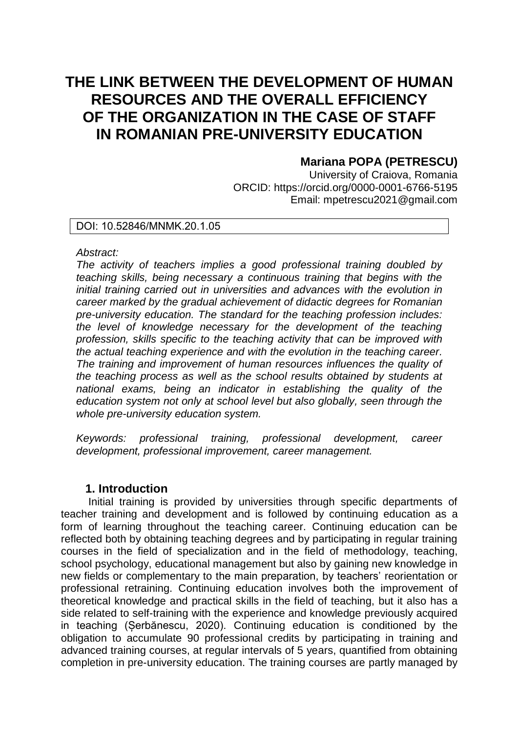# THE LINK BETWEEN THE DEVELOPMENT OF HUMAN RESOURCES AND THE OVERALL EFFICIENCY OF THE ORGANIZATION IN THE CASE OF STAFF IN ROMANIAN PRE-UNIVERSITY EDUCATION

**Mariana POPA (PETRESCU)**
University of Craiova, Romania
ORCID: https://orcid.org/0000-0001-6766-5195
Email: mpetrescu2021@gmail.com

DOI: 10.52846/MNMK.20.1.05

*Abstract:*
*The activity of teachers implies a good professional training doubled by teaching skills, being necessary a continuous training that begins with the initial training carried out in universities and advances with the evolution in career marked by the gradual achievement of didactic degrees for Romanian pre-university education. The standard for the teaching profession includes: the level of knowledge necessary for the development of the teaching profession, skills specific to the teaching activity that can be improved with the actual teaching experience and with the evolution in the teaching career. The training and improvement of human resources influences the quality of the teaching process as well as the school results obtained by students at national exams, being an indicator in establishing the quality of the education system not only at school level but also globally, seen through the whole pre-university education system.*

*Keywords: professional training, professional development, career development, professional improvement, career management.*

## 1. Introduction

Initial training is provided by universities through specific departments of teacher training and development and is followed by continuing education as a form of learning throughout the teaching career. Continuing education can be reflected both by obtaining teaching degrees and by participating in regular training courses in the field of specialization and in the field of methodology, teaching, school psychology, educational management but also by gaining new knowledge in new fields or complementary to the main preparation, by teachers' reorientation or professional retraining. Continuing education involves both the improvement of theoretical knowledge and practical skills in the field of teaching, but it also has a side related to self-training with the experience and knowledge previously acquired in teaching (Șerbănescu, 2020). Continuing education is conditioned by the obligation to accumulate 90 professional credits by participating in training and advanced training courses, at regular intervals of 5 years, quantified from obtaining completion in pre-university education. The training courses are partly managed by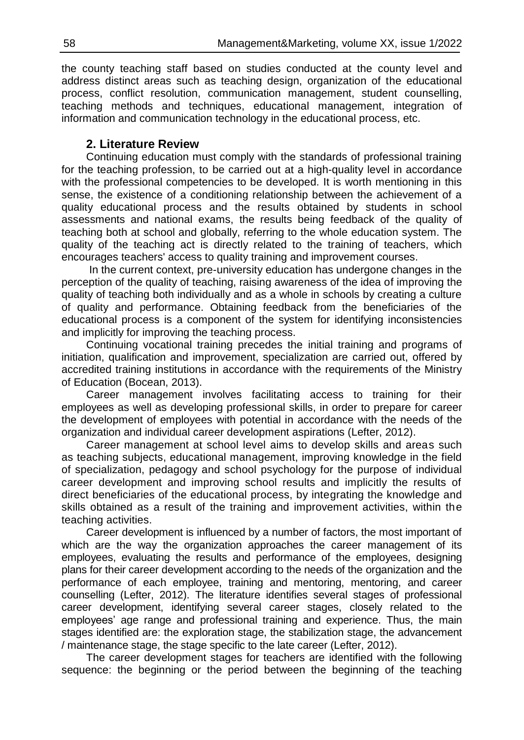the county teaching staff based on studies conducted at the county level and address distinct areas such as teaching design, organization of the educational process, conflict resolution, communication management, student counselling, teaching methods and techniques, educational management, integration of information and communication technology in the educational process, etc.

## 2. Literature Review

Continuing education must comply with the standards of professional training for the teaching profession, to be carried out at a high-quality level in accordance with the professional competencies to be developed. It is worth mentioning in this sense, the existence of a conditioning relationship between the achievement of a quality educational process and the results obtained by students in school assessments and national exams, the results being feedback of the quality of teaching both at school and globally, referring to the whole education system. The quality of the teaching act is directly related to the training of teachers, which encourages teachers' access to quality training and improvement courses.

In the current context, pre-university education has undergone changes in the perception of the quality of teaching, raising awareness of the idea of improving the quality of teaching both individually and as a whole in schools by creating a culture of quality and performance. Obtaining feedback from the beneficiaries of the educational process is a component of the system for identifying inconsistencies and implicitly for improving the teaching process.

Continuing vocational training precedes the initial training and programs of initiation, qualification and improvement, specialization are carried out, offered by accredited training institutions in accordance with the requirements of the Ministry of Education (Bocean, 2013).

Career management involves facilitating access to training for their employees as well as developing professional skills, in order to prepare for career the development of employees with potential in accordance with the needs of the organization and individual career development aspirations (Lefter, 2012).

Career management at school level aims to develop skills and areas such as teaching subjects, educational management, improving knowledge in the field of specialization, pedagogy and school psychology for the purpose of individual career development and improving school results and implicitly the results of direct beneficiaries of the educational process, by integrating the knowledge and skills obtained as a result of the training and improvement activities, within the teaching activities.

Career development is influenced by a number of factors, the most important of which are the way the organization approaches the career management of its employees, evaluating the results and performance of the employees, designing plans for their career development according to the needs of the organization and the performance of each employee, training and mentoring, mentoring, and career counselling (Lefter, 2012). The literature identifies several stages of professional career development, identifying several career stages, closely related to the employees' age range and professional training and experience. Thus, the main stages identified are: the exploration stage, the stabilization stage, the advancement / maintenance stage, the stage specific to the late career (Lefter, 2012).

The career development stages for teachers are identified with the following sequence: the beginning or the period between the beginning of the teaching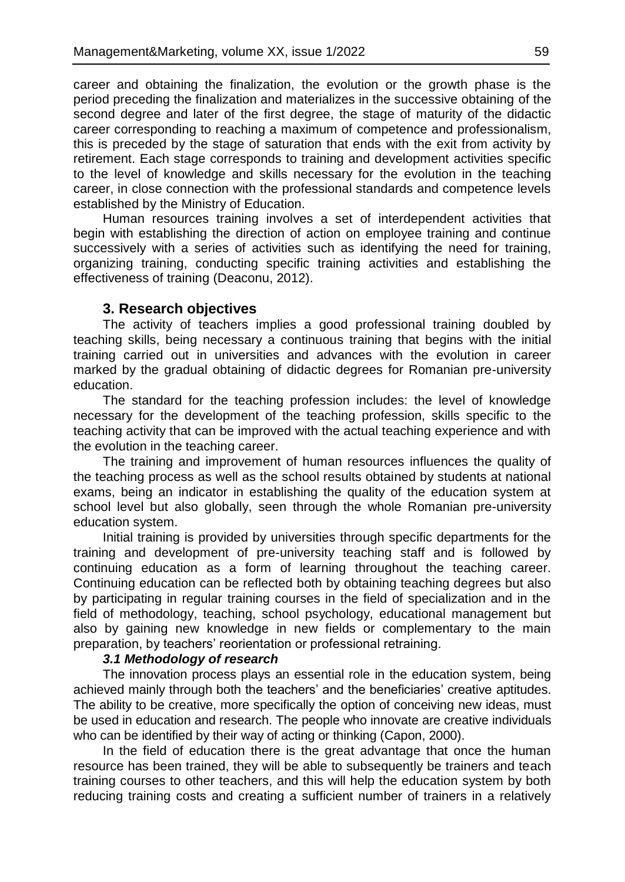career and obtaining the finalization, the evolution or the growth phase is the period preceding the finalization and materializes in the successive obtaining of the second degree and later of the first degree, the stage of maturity of the didactic career corresponding to reaching a maximum of competence and professionalism, this is preceded by the stage of saturation that ends with the exit from activity by retirement. Each stage corresponds to training and development activities specific to the level of knowledge and skills necessary for the evolution in the teaching career, in close connection with the professional standards and competence levels established by the Ministry of Education.

Human resources training involves a set of interdependent activities that begin with establishing the direction of action on employee training and continue successively with a series of activities such as identifying the need for training, organizing training, conducting specific training activities and establishing the effectiveness of training (Deaconu, 2012).

## 3. Research objectives

The activity of teachers implies a good professional training doubled by teaching skills, being necessary a continuous training that begins with the initial training carried out in universities and advances with the evolution in career marked by the gradual obtaining of didactic degrees for Romanian pre-university education.

The standard for the teaching profession includes: the level of knowledge necessary for the development of the teaching profession, skills specific to the teaching activity that can be improved with the actual teaching experience and with the evolution in the teaching career.

The training and improvement of human resources influences the quality of the teaching process as well as the school results obtained by students at national exams, being an indicator in establishing the quality of the education system at school level but also globally, seen through the whole Romanian pre-university education system.

Initial training is provided by universities through specific departments for the training and development of pre-university teaching staff and is followed by continuing education as a form of learning throughout the teaching career. Continuing education can be reflected both by obtaining teaching degrees but also by participating in regular training courses in the field of specialization and in the field of methodology, teaching, school psychology, educational management but also by gaining new knowledge in new fields or complementary to the main preparation, by teachers' reorientation or professional retraining.

### *3.1 Methodology of research*

The innovation process plays an essential role in the education system, being achieved mainly through both the teachers' and the beneficiaries' creative aptitudes. The ability to be creative, more specifically the option of conceiving new ideas, must be used in education and research. The people who innovate are creative individuals who can be identified by their way of acting or thinking (Capon, 2000).

In the field of education there is the great advantage that once the human resource has been trained, they will be able to subsequently be trainers and teach training courses to other teachers, and this will help the education system by both reducing training costs and creating a sufficient number of trainers in a relatively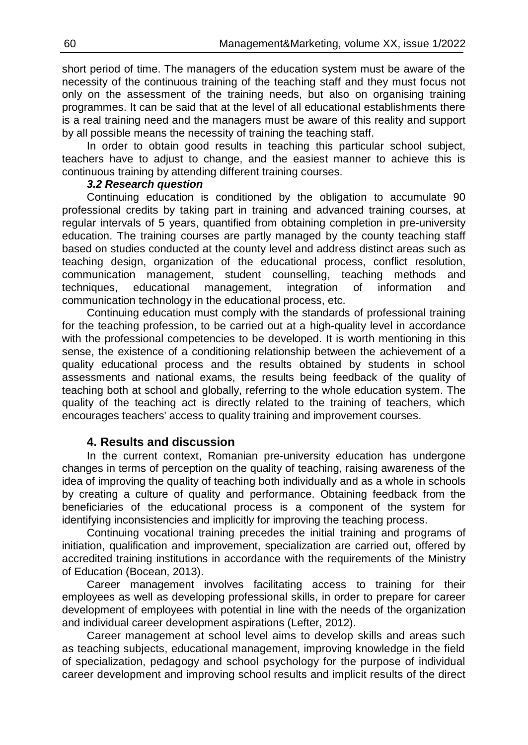short period of time. The managers of the education system must be aware of the necessity of the continuous training of the teaching staff and they must focus not only on the assessment of the training needs, but also on organising training programmes. It can be said that at the level of all educational establishments there is a real training need and the managers must be aware of this reality and support by all possible means the necessity of training the teaching staff.

In order to obtain good results in teaching this particular school subject, teachers have to adjust to change, and the easiest manner to achieve this is continuous training by attending different training courses.

### ***3.2 Research question***

Continuing education is conditioned by the obligation to accumulate 90 professional credits by taking part in training and advanced training courses, at regular intervals of 5 years, quantified from obtaining completion in pre-university education. The training courses are partly managed by the county teaching staff based on studies conducted at the county level and address distinct areas such as teaching design, organization of the educational process, conflict resolution, communication management, student counselling, teaching methods and techniques, educational management, integration of information and communication technology in the educational process, etc.

Continuing education must comply with the standards of professional training for the teaching profession, to be carried out at a high-quality level in accordance with the professional competencies to be developed. It is worth mentioning in this sense, the existence of a conditioning relationship between the achievement of a quality educational process and the results obtained by students in school assessments and national exams, the results being feedback of the quality of teaching both at school and globally, referring to the whole education system. The quality of the teaching act is directly related to the training of teachers, which encourages teachers' access to quality training and improvement courses.

## **4. Results and discussion**

In the current context, Romanian pre-university education has undergone changes in terms of perception on the quality of teaching, raising awareness of the idea of improving the quality of teaching both individually and as a whole in schools by creating a culture of quality and performance. Obtaining feedback from the beneficiaries of the educational process is a component of the system for identifying inconsistencies and implicitly for improving the teaching process.

Continuing vocational training precedes the initial training and programs of initiation, qualification and improvement, specialization are carried out, offered by accredited training institutions in accordance with the requirements of the Ministry of Education (Bocean, 2013).

Career management involves facilitating access to training for their employees as well as developing professional skills, in order to prepare for career development of employees with potential in line with the needs of the organization and individual career development aspirations (Lefter, 2012).

Career management at school level aims to develop skills and areas such as teaching subjects, educational management, improving knowledge in the field of specialization, pedagogy and school psychology for the purpose of individual career development and improving school results and implicit results of the direct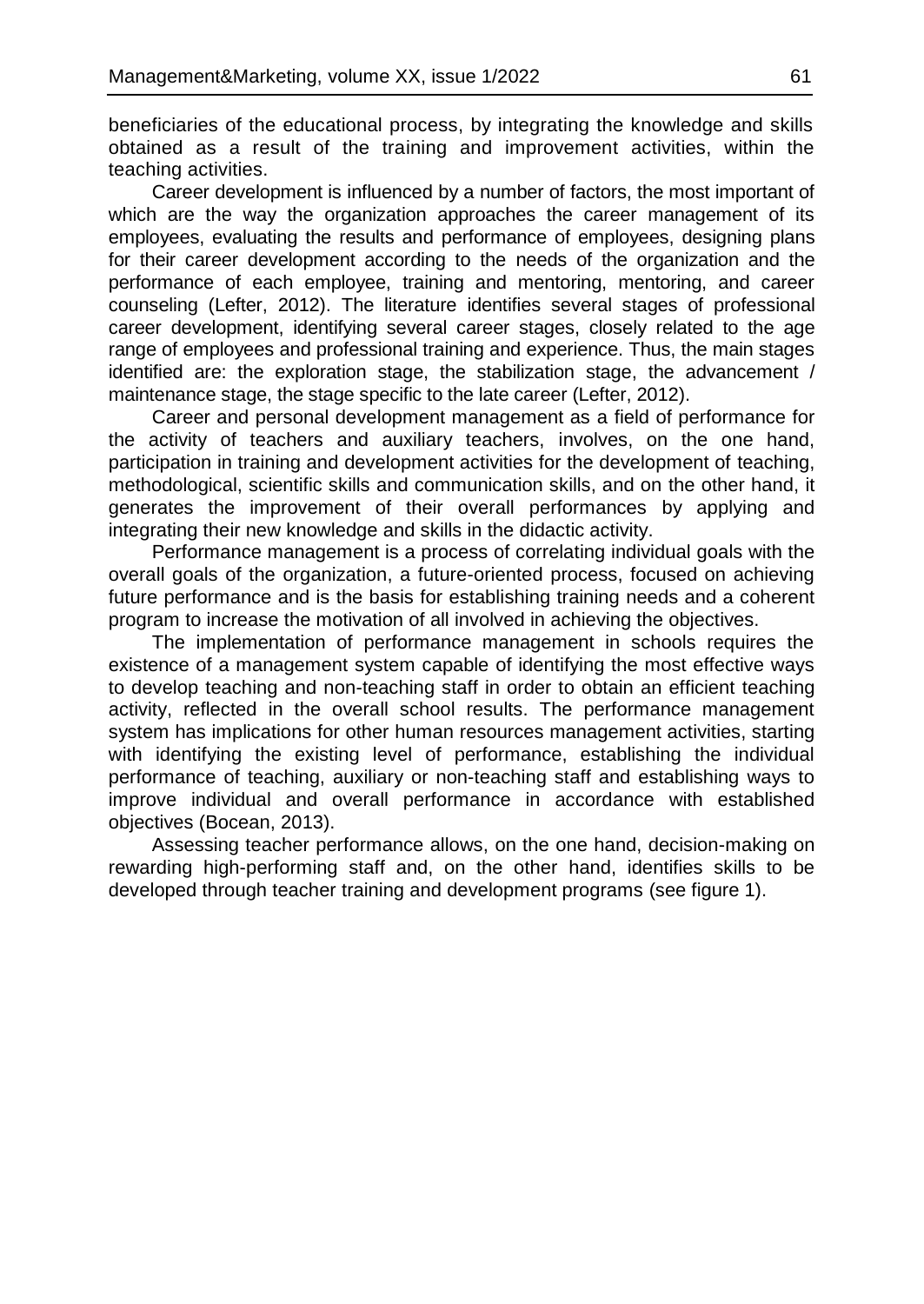beneficiaries of the educational process, by integrating the knowledge and skills obtained as a result of the training and improvement activities, within the teaching activities.

Career development is influenced by a number of factors, the most important of which are the way the organization approaches the career management of its employees, evaluating the results and performance of employees, designing plans for their career development according to the needs of the organization and the performance of each employee, training and mentoring, mentoring, and career counseling (Lefter, 2012). The literature identifies several stages of professional career development, identifying several career stages, closely related to the age range of employees and professional training and experience. Thus, the main stages identified are: the exploration stage, the stabilization stage, the advancement / maintenance stage, the stage specific to the late career (Lefter, 2012).

Career and personal development management as a field of performance for the activity of teachers and auxiliary teachers, involves, on the one hand, participation in training and development activities for the development of teaching, methodological, scientific skills and communication skills, and on the other hand, it generates the improvement of their overall performances by applying and integrating their new knowledge and skills in the didactic activity.

Performance management is a process of correlating individual goals with the overall goals of the organization, a future-oriented process, focused on achieving future performance and is the basis for establishing training needs and a coherent program to increase the motivation of all involved in achieving the objectives.

The implementation of performance management in schools requires the existence of a management system capable of identifying the most effective ways to develop teaching and non-teaching staff in order to obtain an efficient teaching activity, reflected in the overall school results. The performance management system has implications for other human resources management activities, starting with identifying the existing level of performance, establishing the individual performance of teaching, auxiliary or non-teaching staff and establishing ways to improve individual and overall performance in accordance with established objectives (Bocean, 2013).

Assessing teacher performance allows, on the one hand, decision-making on rewarding high-performing staff and, on the other hand, identifies skills to be developed through teacher training and development programs (see figure 1).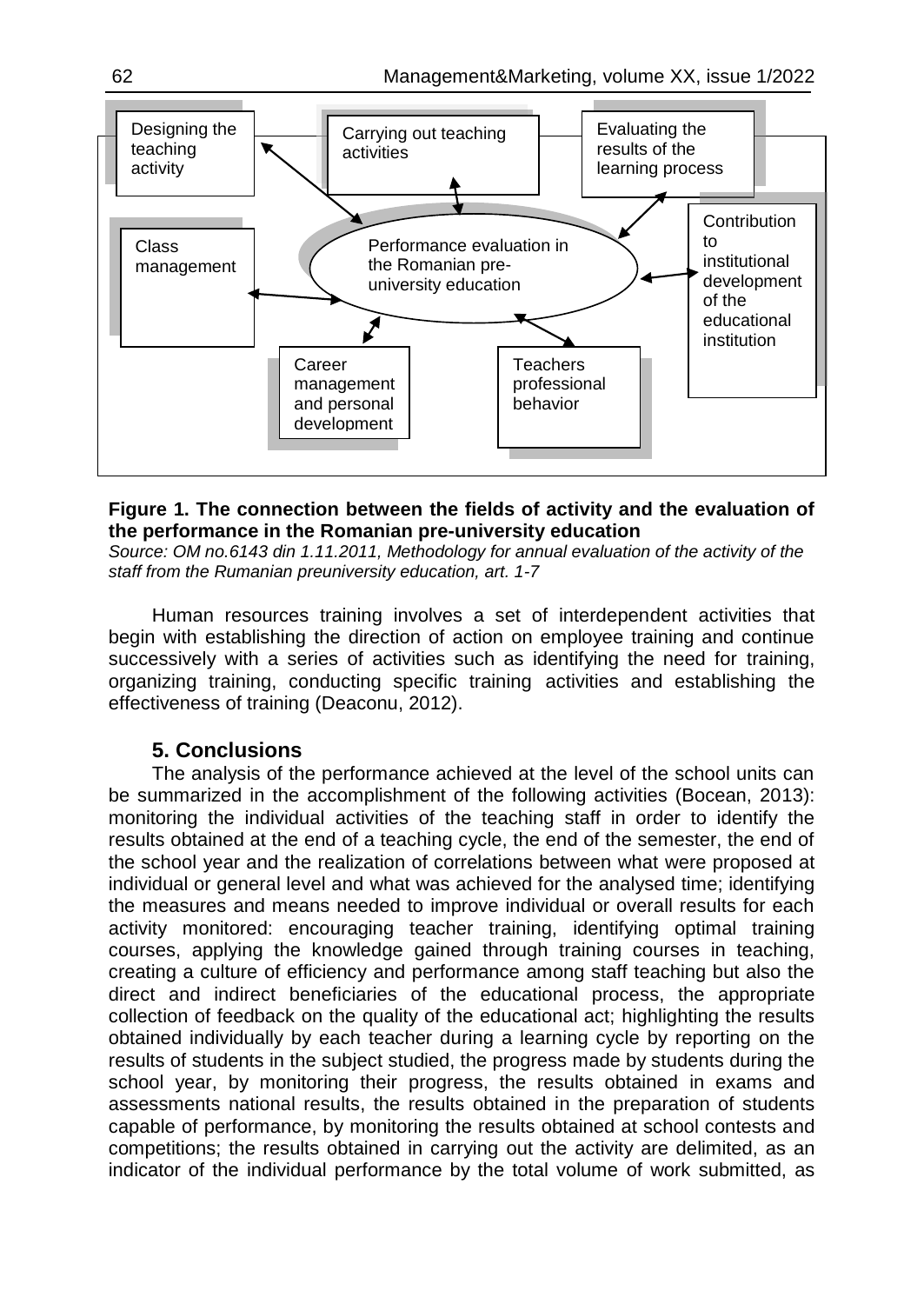Designing the teaching activity

Carrying out teaching activities

Evaluating the results of the learning process

Class management

Performance evaluation in the Romanian pre-university education

Contribution to institutional development of the educational institution

Career management and personal development

Teachers professional behavior

**Figure 1. The connection between the fields of activity and the evaluation of the performance in the Romanian pre-university education**

*Source: OM no.6143 din 1.11.2011, Methodology for annual evaluation of the activity of the staff from the Rumanian preuniversity education, art. 1-7*

Human resources training involves a set of interdependent activities that begin with establishing the direction of action on employee training and continue successively with a series of activities such as identifying the need for training, organizing training, conducting specific training activities and establishing the effectiveness of training (Deaconu, 2012).

## 5. Conclusions

The analysis of the performance achieved at the level of the school units can be summarized in the accomplishment of the following activities (Bocean, 2013): monitoring the individual activities of the teaching staff in order to identify the results obtained at the end of a teaching cycle, the end of the semester, the end of the school year and the realization of correlations between what were proposed at individual or general level and what was achieved for the analysed time; identifying the measures and means needed to improve individual or overall results for each activity monitored: encouraging teacher training, identifying optimal training courses, applying the knowledge gained through training courses in teaching, creating a culture of efficiency and performance among staff teaching but also the direct and indirect beneficiaries of the educational process, the appropriate collection of feedback on the quality of the educational act; highlighting the results obtained individually by each teacher during a learning cycle by reporting on the results of students in the subject studied, the progress made by students during the school year, by monitoring their progress, the results obtained in exams and assessments national results, the results obtained in the preparation of students capable of performance, by monitoring the results obtained at school contests and competitions; the results obtained in carrying out the activity are delimited, as an indicator of the individual performance by the total volume of work submitted, as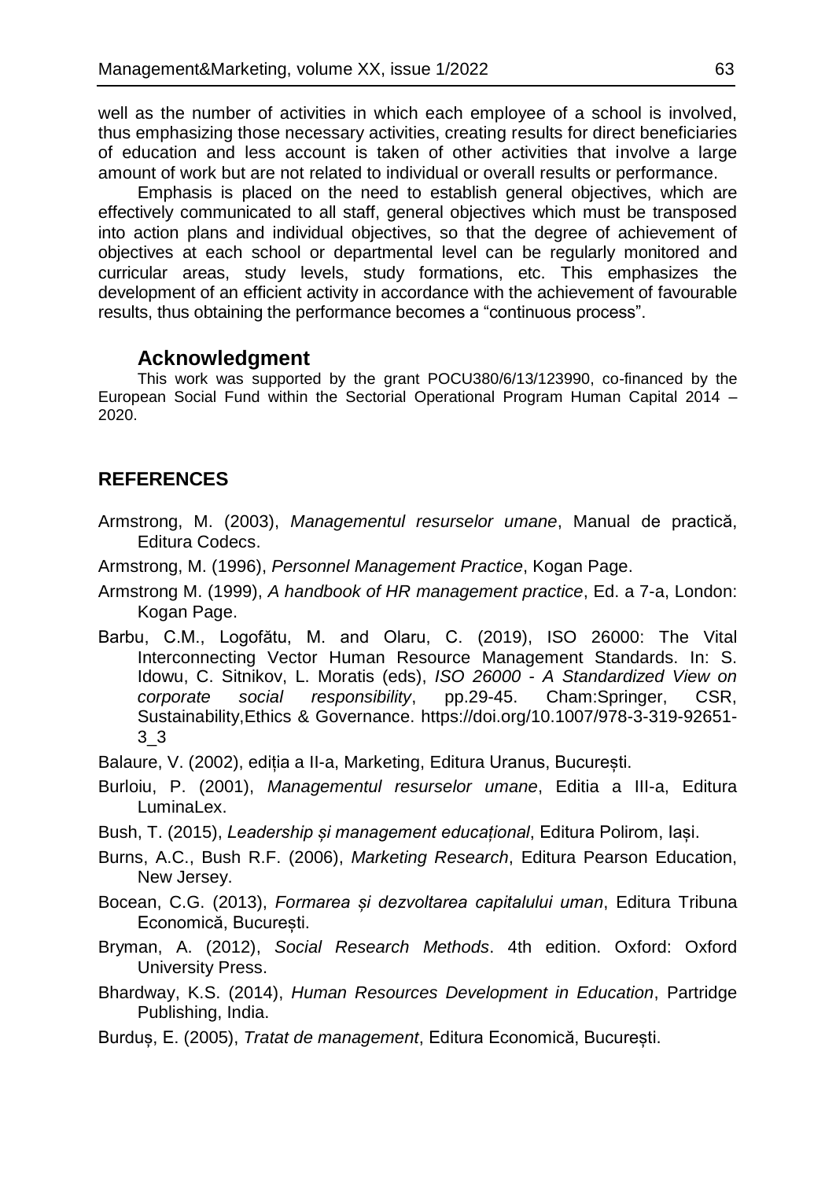well as the number of activities in which each employee of a school is involved, thus emphasizing those necessary activities, creating results for direct beneficiaries of education and less account is taken of other activities that involve a large amount of work but are not related to individual or overall results or performance.

Emphasis is placed on the need to establish general objectives, which are effectively communicated to all staff, general objectives which must be transposed into action plans and individual objectives, so that the degree of achievement of objectives at each school or departmental level can be regularly monitored and curricular areas, study levels, study formations, etc. This emphasizes the development of an efficient activity in accordance with the achievement of favourable results, thus obtaining the performance becomes a "continuous process".

## Acknowledgment

This work was supported by the grant POCU380/6/13/123990, co-financed by the European Social Fund within the Sectorial Operational Program Human Capital 2014 – 2020.

## REFERENCES

Armstrong, M. (2003), *Managementul resurselor umane*, Manual de practică, Editura Codecs.

Armstrong, M. (1996), *Personnel Management Practice*, Kogan Page.

Armstrong M. (1999), *A handbook of HR management practice*, Ed. a 7-a, London: Kogan Page.

Barbu, C.M., Logofătu, M. and Olaru, C. (2019), ISO 26000: The Vital Interconnecting Vector Human Resource Management Standards. In: S. Idowu, C. Sitnikov, L. Moratis (eds), *ISO 26000 - A Standardized View on corporate social responsibility*, pp.29-45. Cham:Springer, CSR, Sustainability,Ethics & Governance. https://doi.org/10.1007/978-3-319-92651-3_3

Balaure, V. (2002), ediția a II-a, Marketing, Editura Uranus, București.

Burloiu, P. (2001), *Managementul resurselor umane*, Editia a III-a, Editura LuminaLex.

Bush, T. (2015), *Leadership și management educațional*, Editura Polirom, Iași.

Burns, A.C., Bush R.F. (2006), *Marketing Research*, Editura Pearson Education, New Jersey.

Bocean, C.G. (2013), *Formarea și dezvoltarea capitalului uman*, Editura Tribuna Economică, București.

Bryman, A. (2012), *Social Research Methods*. 4th edition. Oxford: Oxford University Press.

Bhardway, K.S. (2014), *Human Resources Development in Education*, Partridge Publishing, India.

Burduș, E. (2005), *Tratat de management*, Editura Economică, București.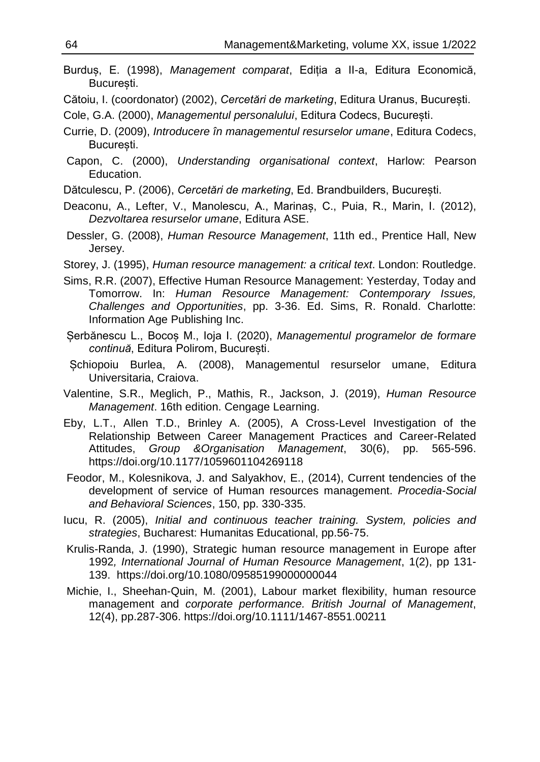Burduș, E. (1998), *Management comparat*, Ediția a II-a, Editura Economică, București.

Cătoiu, I. (coordonator) (2002), *Cercetări de marketing*, Editura Uranus, București.

Cole, G.A. (2000), *Managementul personalului*, Editura Codecs, București.

Currie, D. (2009), *Introducere în managementul resurselor umane*, Editura Codecs, București.

Capon, C. (2000), *Understanding organisational context*, Harlow: Pearson Education.

Dătculescu, P. (2006), *Cercetări de marketing*, Ed. Brandbuilders, București.

Deaconu, A., Lefter, V., Manolescu, A., Marinaș, C., Puia, R., Marin, I. (2012), *Dezvoltarea resurselor umane*, Editura ASE.

Dessler, G. (2008), *Human Resource Management*, 11th ed., Prentice Hall, New Jersey.

Storey, J. (1995), *Human resource management: a critical text*. London: Routledge.

Sims, R.R. (2007), Effective Human Resource Management: Yesterday, Today and Tomorrow. In: *Human Resource Management: Contemporary Issues, Challenges and Opportunities*, pp. 3-36. Ed. Sims, R. Ronald. Charlotte: Information Age Publishing Inc.

Șerbănescu L., Bocoș M., Ioja I. (2020), *Managementul programelor de formare continuă*, Editura Polirom, București.

Șchiopoiu Burlea, A. (2008), Managementul resurselor umane, Editura Universitaria, Craiova.

Valentine, S.R., Meglich, P., Mathis, R., Jackson, J. (2019), *Human Resource Management*. 16th edition. Cengage Learning.

Eby, L.T., Allen T.D., Brinley A. (2005), A Cross-Level Investigation of the Relationship Between Career Management Practices and Career-Related Attitudes, *Group &Organisation Management*, 30(6), pp. 565-596. https://doi.org/10.1177/1059601104269118

Feodor, M., Kolesnikova, J. and Salyakhov, E., (2014), Current tendencies of the development of service of Human resources management. *Procedia-Social and Behavioral Sciences*, 150, pp. 330-335.

Iucu, R. (2005), *Initial and continuous teacher training. System, policies and strategies*, Bucharest: Humanitas Educational, pp.56-75.

Krulis-Randa, J. (1990), Strategic human resource management in Europe after 1992*, International Journal of Human Resource Management*, 1(2), pp 131-139. https://doi.org/10.1080/09585199000000044

Michie, I., Sheehan-Quin, M. (2001), Labour market flexibility, human resource management and *corporate performance. British Journal of Management*, 12(4), pp.287-306. https://doi.org/10.1111/1467-8551.00211